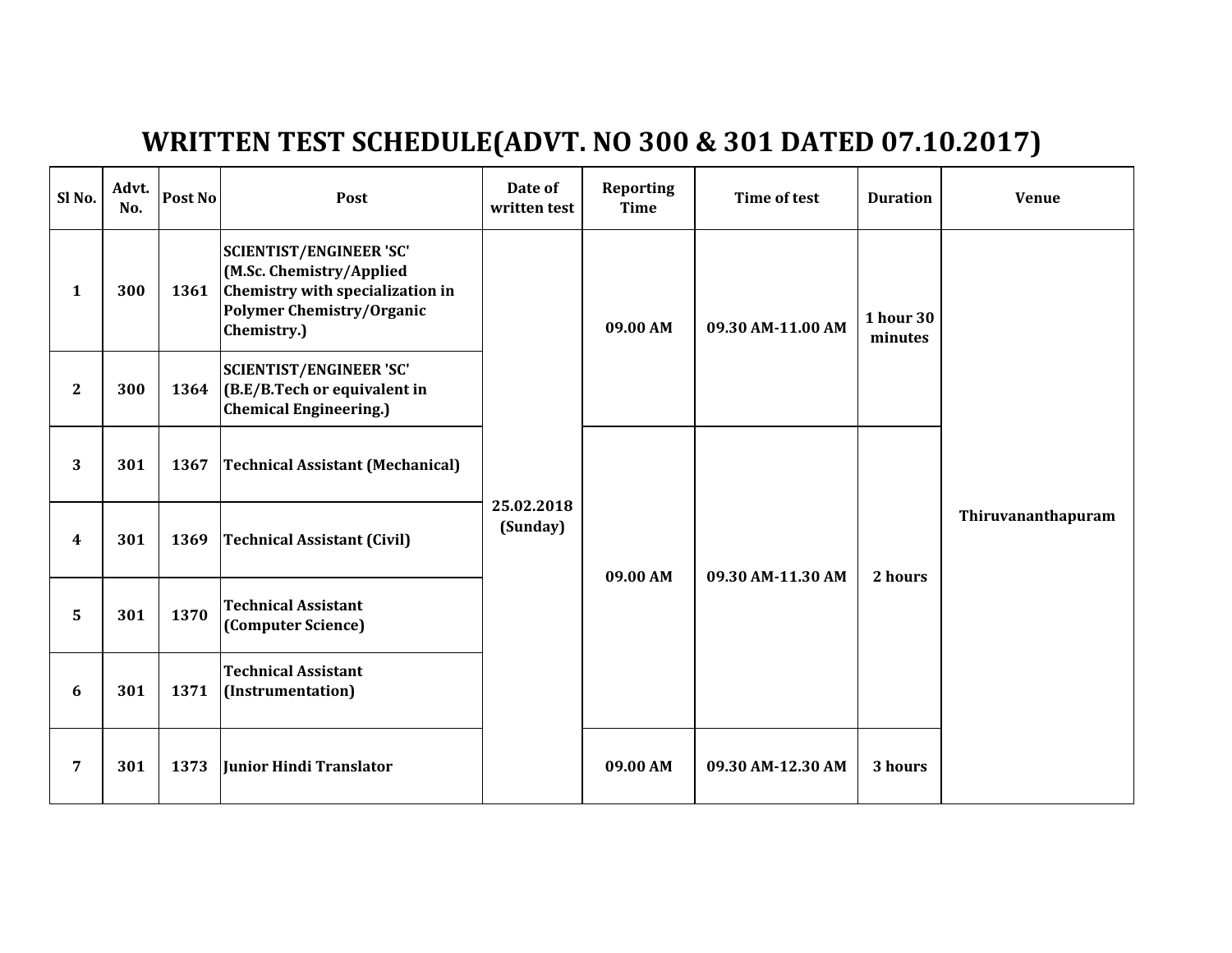# WRITTEN TEST SCHEDULE(ADVT. NO 300 & 301 DATED 07.10.2017)

| Sl No. | Advt. No. | Post No | Post | Date of written test | Reporting Time | Time of test | Duration | Venue |
|---|---|---|---|---|---|---|---|---|
| 1 | 300 | 1361 | SCIENTIST/ENGINEER 'SC' (M.Sc. Chemistry/Applied Chemistry with specialization in Polymer Chemistry/Organic Chemistry.) | 25.02.2018 (Sunday) | 09.00 AM | 09.30 AM-11.00 AM | 1 hour 30 minutes | Thiruvananthapuram |
| 2 | 300 | 1364 | SCIENTIST/ENGINEER 'SC' (B.E/B.Tech or equivalent in Chemical Engineering.) | | | | | |
| 3 | 301 | 1367 | Technical Assistant (Mechanical) | | 09.00 AM | 09.30 AM-11.30 AM | 2 hours | |
| 4 | 301 | 1369 | Technical Assistant (Civil) | | | | | |
| 5 | 301 | 1370 | Technical Assistant (Computer Science) | | | | | |
| 6 | 301 | 1371 | Technical Assistant (Instrumentation) | | | | | |
| 7 | 301 | 1373 | Junior Hindi Translator | | 09.00 AM | 09.30 AM-12.30 AM | 3 hours | |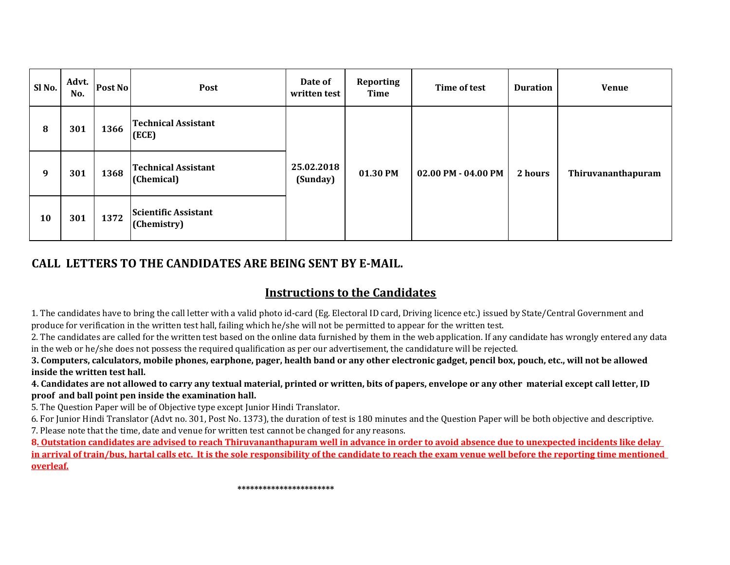| Sl No. | Advt. No. | Post No | Post | Date of written test | Reporting Time | Time of test | Duration | Venue |
|---|---|---|---|---|---|---|---|---|
| 8 | 301 | 1366 | Technical Assistant (ECE) | 25.02.2018 (Sunday) | 01.30 PM | 02.00 PM - 04.00 PM | 2 hours | Thiruvananthapuram |
| 9 | 301 | 1368 | Technical Assistant (Chemical) | | | | | |
| 10 | 301 | 1372 | Scientific Assistant (Chemistry) | | | | | |

**CALL LETTERS TO THE CANDIDATES ARE BEING SENT BY E-MAIL.**

## Instructions to the Candidates

1. The candidates have to bring the call letter with a valid photo id-card (Eg. Electoral ID card, Driving licence etc.) issued by State/Central Government and produce for verification in the written test hall, failing which he/she will not be permitted to appear for the written test.
2. The candidates are called for the written test based on the online data furnished by them in the web application. If any candidate has wrongly entered any data in the web or he/she does not possess the required qualification as per our advertisement, the candidature will be rejected.
3. **Computers, calculators, mobile phones, earphone, pager, health band or any other electronic gadget, pencil box, pouch, etc., will not be allowed inside the written test hall.**
4. **Candidates are not allowed to carry any textual material, printed or written, bits of papers, envelope or any other material except call letter, ID proof and ball point pen inside the examination hall.**
5. The Question Paper will be of Objective type except Junior Hindi Translator.
6. For Junior Hindi Translator (Advt no. 301, Post No. 1373), the duration of test is 180 minutes and the Question Paper will be both objective and descriptive.
7. Please note that the time, date and venue for written test cannot be changed for any reasons.
8. **Outstation candidates are advised to reach Thiruvananthapuram well in advance in order to avoid absence due to unexpected incidents like delay in arrival of train/bus, hartal calls etc. It is the sole responsibility of the candidate to reach the exam venue well before the reporting time mentioned overleaf.**

**********************